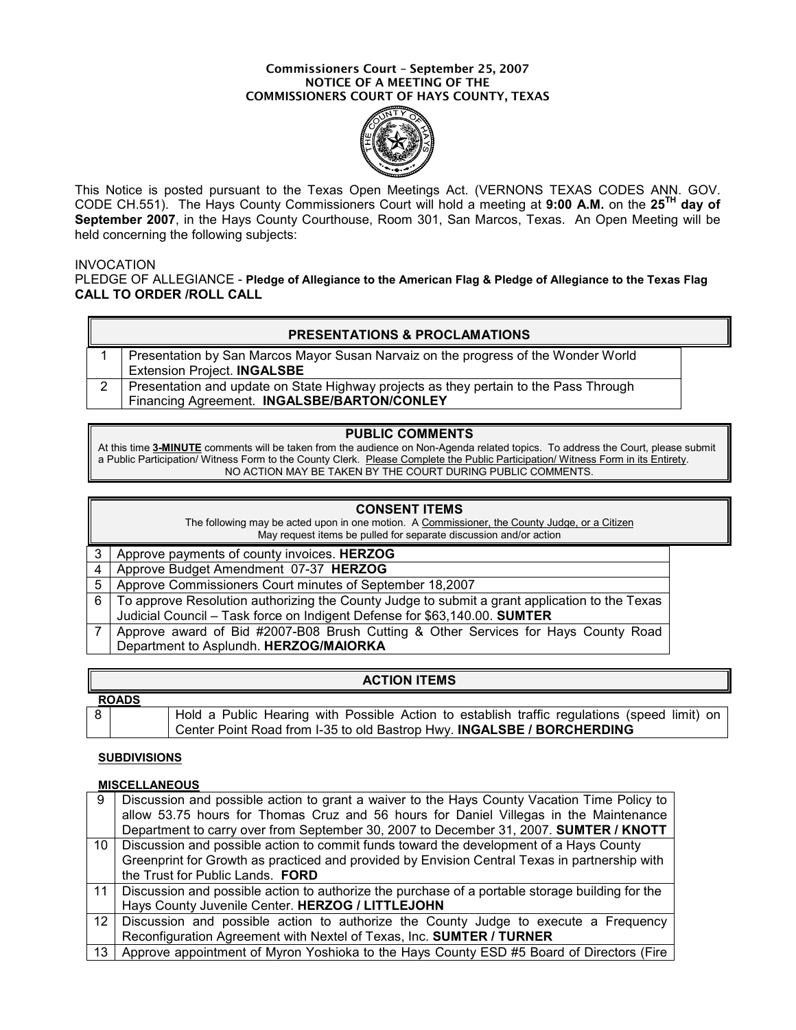**Commissioners Court – September 25, 2007**
**NOTICE OF A MEETING OF THE**
**COMMISSIONERS COURT OF HAYS COUNTY, TEXAS**

This Notice is posted pursuant to the Texas Open Meetings Act. (VERNONS TEXAS CODES ANN. GOV. CODE CH.551). The Hays County Commissioners Court will hold a meeting at **9:00 A.M.** on the **25TH day of September 2007**, in the Hays County Courthouse, Room 301, San Marcos, Texas. An Open Meeting will be held concerning the following subjects:

INVOCATION
PLEDGE OF ALLEGIANCE - **Pledge of Allegiance to the American Flag & Pledge of Allegiance to the Texas Flag**
**CALL TO ORDER /ROLL CALL**

## PRESENTATIONS & PROCLAMATIONS

| | |
|---|---|
| 1 | Presentation by San Marcos Mayor Susan Narvaiz on the progress of the Wonder World Extension Project. **INGALSBE** |
| 2 | Presentation and update on State Highway projects as they pertain to the Pass Through Financing Agreement. **INGALSBE/BARTON/CONLEY** |

## PUBLIC COMMENTS

At this time **3-MINUTE** comments will be taken from the audience on Non-Agenda related topics. To address the Court, please submit a Public Participation/ Witness Form to the County Clerk. Please Complete the Public Participation/ Witness Form in its Entirety.
NO ACTION MAY BE TAKEN BY THE COURT DURING PUBLIC COMMENTS.

## CONSENT ITEMS

The following may be acted upon in one motion. A Commissioner, the County Judge, or a Citizen May request items be pulled for separate discussion and/or action

| | |
|---|---|
| 3 | Approve payments of county invoices. **HERZOG** |
| 4 | Approve Budget Amendment 07-37 **HERZOG** |
| 5 | Approve Commissioners Court minutes of September 18,2007 |
| 6 | To approve Resolution authorizing the County Judge to submit a grant application to the Texas Judicial Council – Task force on Indigent Defense for $63,140.00. **SUMTER** |
| 7 | Approve award of Bid #2007-B08 Brush Cutting & Other Services for Hays County Road Department to Asplundh. **HERZOG/MAIORKA** |

## ACTION ITEMS

**ROADS**

| | | |
|---|---|---|
| 8 | | Hold a Public Hearing with Possible Action to establish traffic regulations (speed limit) on Center Point Road from I-35 to old Bastrop Hwy. **INGALSBE / BORCHERDING** |

**SUBDIVISIONS**

**MISCELLANEOUS**

| | |
|---|---|
| 9 | Discussion and possible action to grant a waiver to the Hays County Vacation Time Policy to allow 53.75 hours for Thomas Cruz and 56 hours for Daniel Villegas in the Maintenance Department to carry over from September 30, 2007 to December 31, 2007. **SUMTER / KNOTT** |
| 10 | Discussion and possible action to commit funds toward the development of a Hays County Greenprint for Growth as practiced and provided by Envision Central Texas in partnership with the Trust for Public Lands. **FORD** |
| 11 | Discussion and possible action to authorize the purchase of a portable storage building for the Hays County Juvenile Center. **HERZOG / LITTLEJOHN** |
| 12 | Discussion and possible action to authorize the County Judge to execute a Frequency Reconfiguration Agreement with Nextel of Texas, Inc. **SUMTER / TURNER** |
| 13 | Approve appointment of Myron Yoshioka to the Hays County ESD #5 Board of Directors (Fire |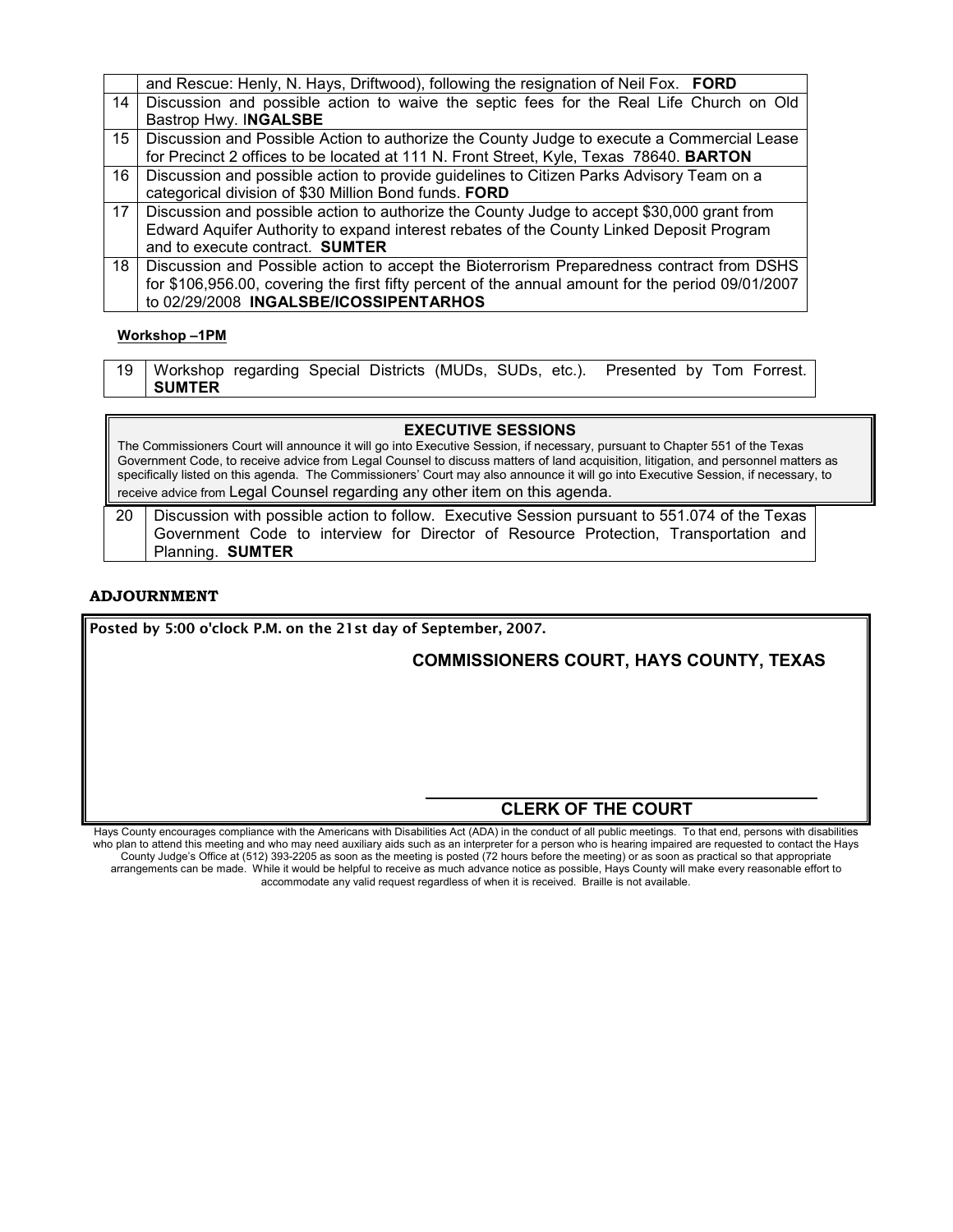| | |
|---|---|
| | and Rescue: Henly, N. Hays, Driftwood), following the resignation of Neil Fox. **FORD** |
| 14 | Discussion and possible action to waive the septic fees for the Real Life Church on Old Bastrop Hwy. I**NGALSBE** |
| 15 | Discussion and Possible Action to authorize the County Judge to execute a Commercial Lease for Precinct 2 offices to be located at 111 N. Front Street, Kyle, Texas 78640. **BARTON** |
| 16 | Discussion and possible action to provide guidelines to Citizen Parks Advisory Team on a categorical division of $30 Million Bond funds. **FORD** |
| 17 | Discussion and possible action to authorize the County Judge to accept $30,000 grant from Edward Aquifer Authority to expand interest rebates of the County Linked Deposit Program and to execute contract. **SUMTER** |
| 18 | Discussion and Possible action to accept the Bioterrorism Preparedness contract from DSHS for $106,956.00, covering the first fifty percent of the annual amount for the period 09/01/2007 to 02/29/2008 **INGALSBE/ICOSSIPENTARHOS** |

**Workshop –1PM**

| | |
|---|---|
| 19 | Workshop regarding Special Districts (MUDs, SUDs, etc.). Presented by Tom Forrest. **SUMTER** |

**EXECUTIVE SESSIONS**

The Commissioners Court will announce it will go into Executive Session, if necessary, pursuant to Chapter 551 of the Texas Government Code, to receive advice from Legal Counsel to discuss matters of land acquisition, litigation, and personnel matters as specifically listed on this agenda. The Commissioners' Court may also announce it will go into Executive Session, if necessary, to receive advice from Legal Counsel regarding any other item on this agenda.

| | |
|---|---|
| 20 | Discussion with possible action to follow. Executive Session pursuant to 551.074 of the Texas Government Code to interview for Director of Resource Protection, Transportation and Planning. **SUMTER** |

**ADJOURNMENT**

**Posted by 5:00 o'clock P.M. on the 21st day of September, 2007.**

**COMMISSIONERS COURT, HAYS COUNTY, TEXAS**

**CLERK OF THE COURT**

Hays County encourages compliance with the Americans with Disabilities Act (ADA) in the conduct of all public meetings. To that end, persons with disabilities who plan to attend this meeting and who may need auxiliary aids such as an interpreter for a person who is hearing impaired are requested to contact the Hays County Judge's Office at (512) 393-2205 as soon as the meeting is posted (72 hours before the meeting) or as soon as practical so that appropriate arrangements can be made. While it would be helpful to receive as much advance notice as possible, Hays County will make every reasonable effort to accommodate any valid request regardless of when it is received. Braille is not available.